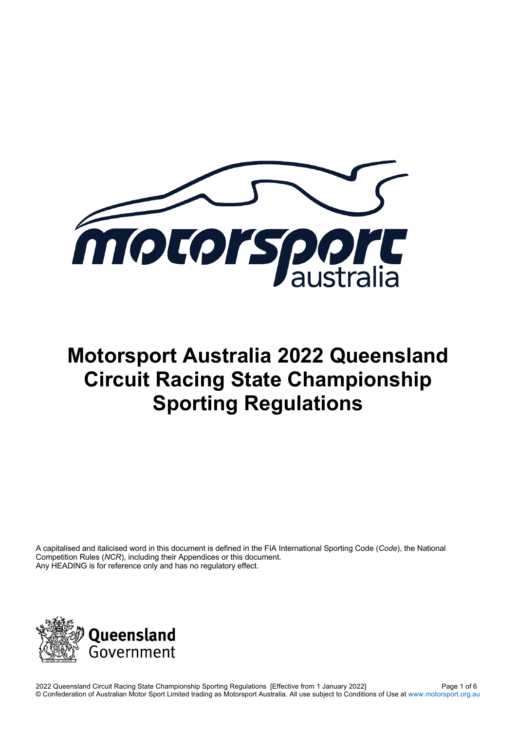# Motorsport Australia 2022 Queensland Circuit Racing State Championship Sporting Regulations

A capitalised and italicised word in this document is defined in the FIA International Sporting Code (*Code*), the National Competition Rules (*NCR*), including their Appendices or this document.
Any HEADING is for reference only and has no regulatory effect.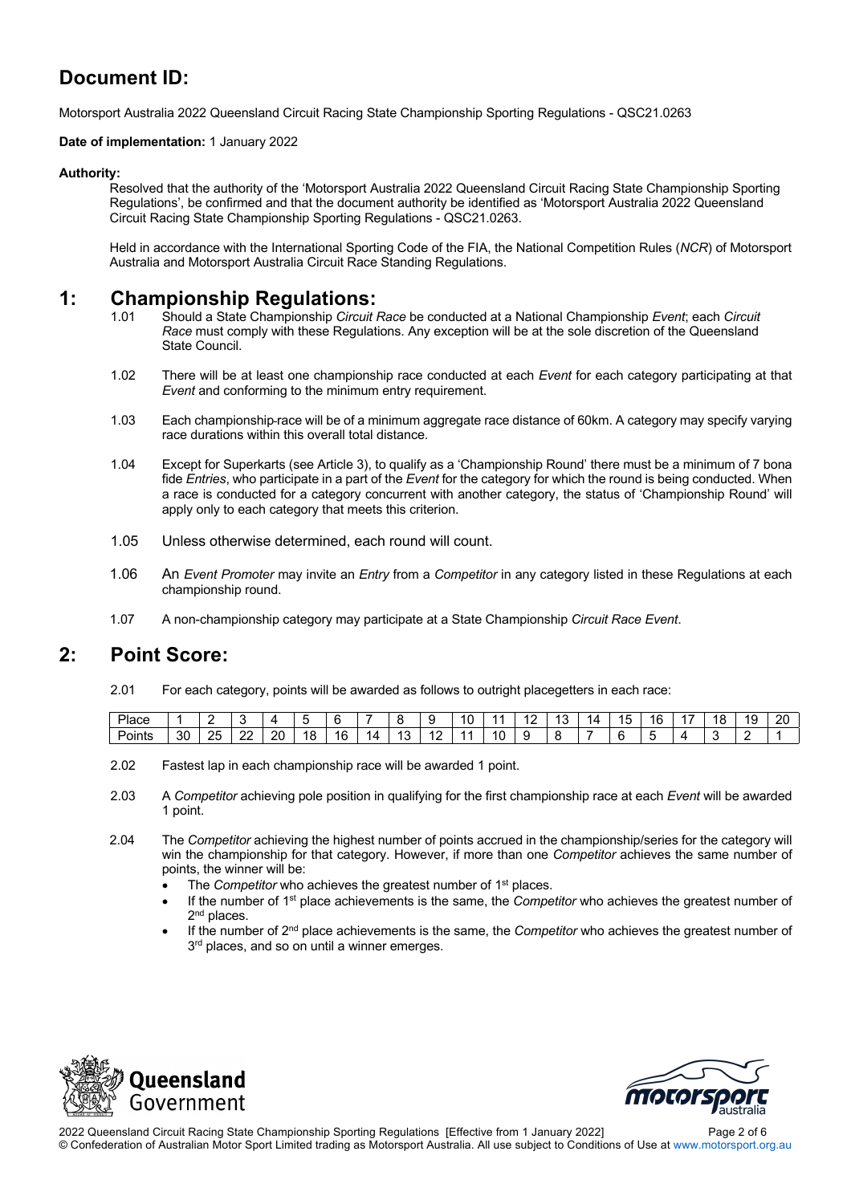## Document ID:

Motorsport Australia 2022 Queensland Circuit Racing State Championship Sporting Regulations - QSC21.0263

**Date of implementation:** 1 January 2022

**Authority:**

Resolved that the authority of the 'Motorsport Australia 2022 Queensland Circuit Racing State Championship Sporting Regulations', be confirmed and that the document authority be identified as 'Motorsport Australia 2022 Queensland Circuit Racing State Championship Sporting Regulations - QSC21.0263.

Held in accordance with the International Sporting Code of the FIA, the National Competition Rules (*NCR*) of Motorsport Australia and Motorsport Australia Circuit Race Standing Regulations.

## 1: Championship Regulations:

1.01 Should a State Championship *Circuit Race* be conducted at a National Championship *Event*; each *Circuit Race* must comply with these Regulations. Any exception will be at the sole discretion of the Queensland State Council.

1.02 There will be at least one championship race conducted at each *Event* for each category participating at that *Event* and conforming to the minimum entry requirement.

1.03 Each championship race will be of a minimum aggregate race distance of 60km. A category may specify varying race durations within this overall total distance.

1.04 Except for Superkarts (see Article 3), to qualify as a 'Championship Round' there must be a minimum of 7 bona fide *Entries*, who participate in a part of the *Event* for the category for which the round is being conducted. When a race is conducted for a category concurrent with another category, the status of 'Championship Round' will apply only to each category that meets this criterion.

1.05 Unless otherwise determined, each round will count.

1.06 An *Event Promoter* may invite an *Entry* from a *Competitor* in any category listed in these Regulations at each championship round.

1.07 A non-championship category may participate at a State Championship *Circuit Race Event*.

## 2: Point Score:

2.01 For each category, points will be awarded as follows to outright placegetters in each race:

| Place | 1 | 2 | 3 | 4 | 5 | 6 | 7 | 8 | 9 | 10 | 11 | 12 | 13 | 14 | 15 | 16 | 17 | 18 | 19 | 20 |
|---|---|---|---|---|---|---|---|---|---|---|---|---|---|---|---|---|---|---|---|---|
| Points | 30 | 25 | 22 | 20 | 18 | 16 | 14 | 13 | 12 | 11 | 10 | 9 | 8 | 7 | 6 | 5 | 4 | 3 | 2 | 1 |

2.02 Fastest lap in each championship race will be awarded 1 point.

2.03 A *Competitor* achieving pole position in qualifying for the first championship race at each *Event* will be awarded 1 point.

2.04 The *Competitor* achieving the highest number of points accrued in the championship/series for the category will win the championship for that category. However, if more than one *Competitor* achieves the same number of points, the winner will be:

- The *Competitor* who achieves the greatest number of 1st places.
- If the number of 1st place achievements is the same, the *Competitor* who achieves the greatest number of 2nd places.
- If the number of 2nd place achievements is the same, the *Competitor* who achieves the greatest number of 3rd places, and so on until a winner emerges.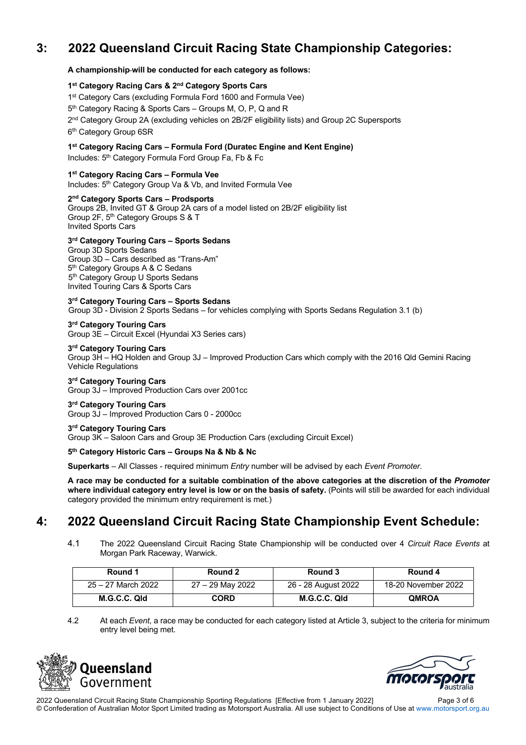## 3: 2022 Queensland Circuit Racing State Championship Categories:

**A championship will be conducted for each category as follows:**

**1st Category Racing Cars & 2nd Category Sports Cars**
1st Category Cars (excluding Formula Ford 1600 and Formula Vee)
5th Category Racing & Sports Cars – Groups M, O, P, Q and R
2nd Category Group 2A (excluding vehicles on 2B/2F eligibility lists) and Group 2C Supersports
6th Category Group 6SR

**1st Category Racing Cars – Formula Ford (Duratec Engine and Kent Engine)**
Includes: 5th Category Formula Ford Group Fa, Fb & Fc

**1st Category Racing Cars – Formula Vee**
Includes: 5th Category Group Va & Vb, and Invited Formula Vee

**2nd Category Sports Cars – Prodsports**
Groups 2B, Invited GT & Group 2A cars of a model listed on 2B/2F eligibility list
Group 2F, 5th Category Groups S & T
Invited Sports Cars

**3rd Category Touring Cars – Sports Sedans**
Group 3D Sports Sedans
Group 3D – Cars described as "Trans-Am"
5th Category Groups A & C Sedans
5th Category Group U Sports Sedans
Invited Touring Cars & Sports Cars

**3rd Category Touring Cars – Sports Sedans**
Group 3D - Division 2 Sports Sedans – for vehicles complying with Sports Sedans Regulation 3.1 (b)

**3rd Category Touring Cars**
Group 3E – Circuit Excel (Hyundai X3 Series cars)

**3rd Category Touring Cars**
Group 3H – HQ Holden and Group 3J – Improved Production Cars which comply with the 2016 Qld Gemini Racing Vehicle Regulations

**3rd Category Touring Cars**
Group 3J – Improved Production Cars over 2001cc

**3rd Category Touring Cars**
Group 3J – Improved Production Cars 0 - 2000cc

**3rd Category Touring Cars**
Group 3K – Saloon Cars and Group 3E Production Cars (excluding Circuit Excel)

**5th Category Historic Cars – Groups Na & Nb & Nc**

**Superkarts** – All Classes - required minimum *Entry* number will be advised by each *Event Promoter*.

**A race may be conducted for a suitable combination of the above categories at the discretion of the *Promoter* where individual category entry level is low or on the basis of safety.** (Points will still be awarded for each individual category provided the minimum entry requirement is met.)

## 4: 2022 Queensland Circuit Racing State Championship Event Schedule:

4.1 The 2022 Queensland Circuit Racing State Championship will be conducted over 4 *Circuit Race Events* at Morgan Park Raceway, Warwick.

| Round 1 | Round 2 | Round 3 | Round 4 |
|---|---|---|---|
| 25 – 27 March 2022 | 27 – 29 May 2022 | 26 - 28 August 2022 | 18-20 November 2022 |
| **M.G.C.C. Qld** | **CORD** | **M.G.C.C. Qld** | **QMROA** |

4.2 At each *Event*, a race may be conducted for each category listed at Article 3, subject to the criteria for minimum entry level being met.

2022 Queensland Circuit Racing State Championship Sporting Regulations [Effective from 1 January 2022]
© Confederation of Australian Motor Sport Limited trading as Motorsport Australia. All use subject to Conditions of Use at www.motorsport.org.au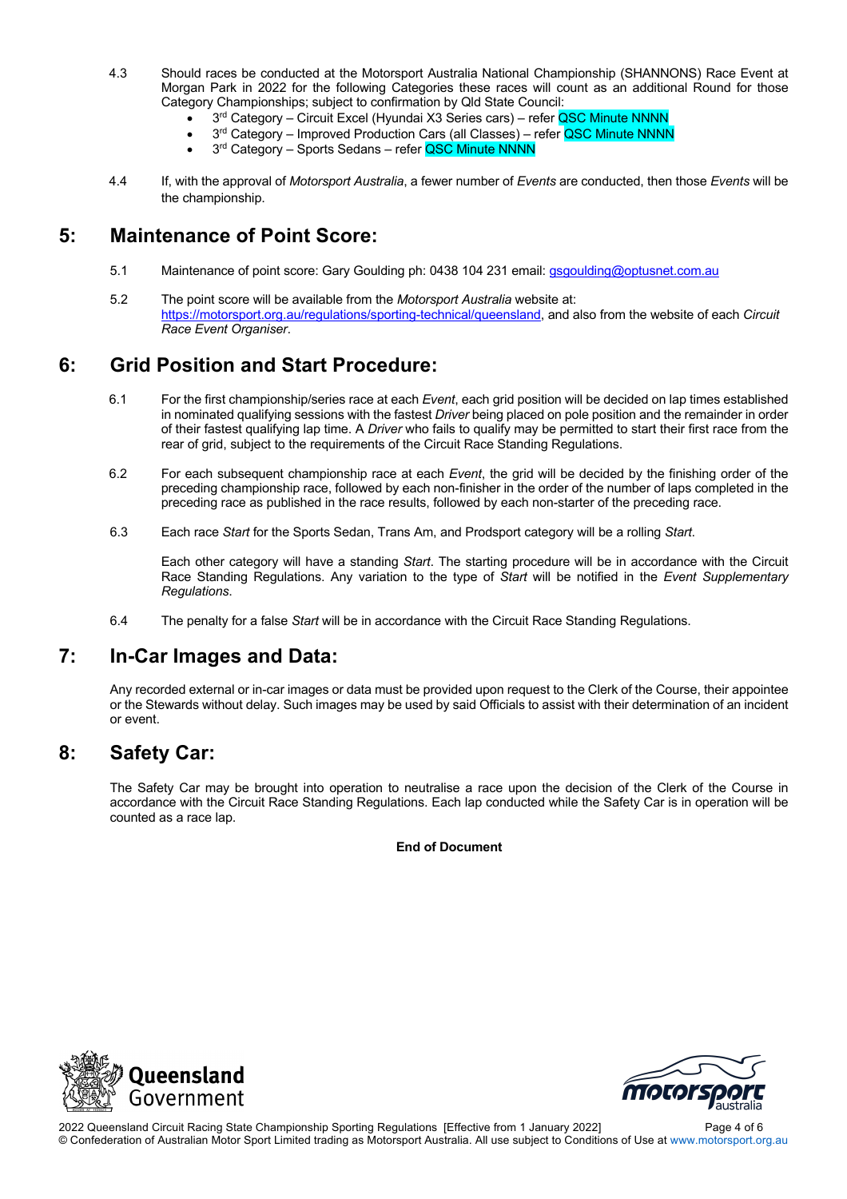4.3 Should races be conducted at the Motorsport Australia National Championship (SHANNONS) Race Event at Morgan Park in 2022 for the following Categories these races will count as an additional Round for those Category Championships; subject to confirmation by Qld State Council:

- 3rd Category – Circuit Excel (Hyundai X3 Series cars) – refer QSC Minute NNNN
- 3rd Category – Improved Production Cars (all Classes) – refer QSC Minute NNNN
- 3rd Category – Sports Sedans – refer QSC Minute NNNN

4.4 If, with the approval of *Motorsport Australia*, a fewer number of *Events* are conducted, then those *Events* will be the championship.

## 5: Maintenance of Point Score:

5.1 Maintenance of point score: Gary Goulding ph: 0438 104 231 email: gsgoulding@optusnet.com.au

5.2 The point score will be available from the *Motorsport Australia* website at: https://motorsport.org.au/regulations/sporting-technical/queensland, and also from the website of each *Circuit Race Event Organiser*.

## 6: Grid Position and Start Procedure:

6.1 For the first championship/series race at each *Event*, each grid position will be decided on lap times established in nominated qualifying sessions with the fastest *Driver* being placed on pole position and the remainder in order of their fastest qualifying lap time. A *Driver* who fails to qualify may be permitted to start their first race from the rear of grid, subject to the requirements of the Circuit Race Standing Regulations.

6.2 For each subsequent championship race at each *Event*, the grid will be decided by the finishing order of the preceding championship race, followed by each non-finisher in the order of the number of laps completed in the preceding race as published in the race results, followed by each non-starter of the preceding race.

6.3 Each race *Start* for the Sports Sedan, Trans Am, and Prodsport category will be a rolling *Start*.

Each other category will have a standing *Start*. The starting procedure will be in accordance with the Circuit Race Standing Regulations. Any variation to the type of *Start* will be notified in the *Event Supplementary Regulations*.

6.4 The penalty for a false *Start* will be in accordance with the Circuit Race Standing Regulations.

## 7: In-Car Images and Data:

Any recorded external or in-car images or data must be provided upon request to the Clerk of the Course, their appointee or the Stewards without delay. Such images may be used by said Officials to assist with their determination of an incident or event.

## 8: Safety Car:

The Safety Car may be brought into operation to neutralise a race upon the decision of the Clerk of the Course in accordance with the Circuit Race Standing Regulations. Each lap conducted while the Safety Car is in operation will be counted as a race lap.

**End of Document**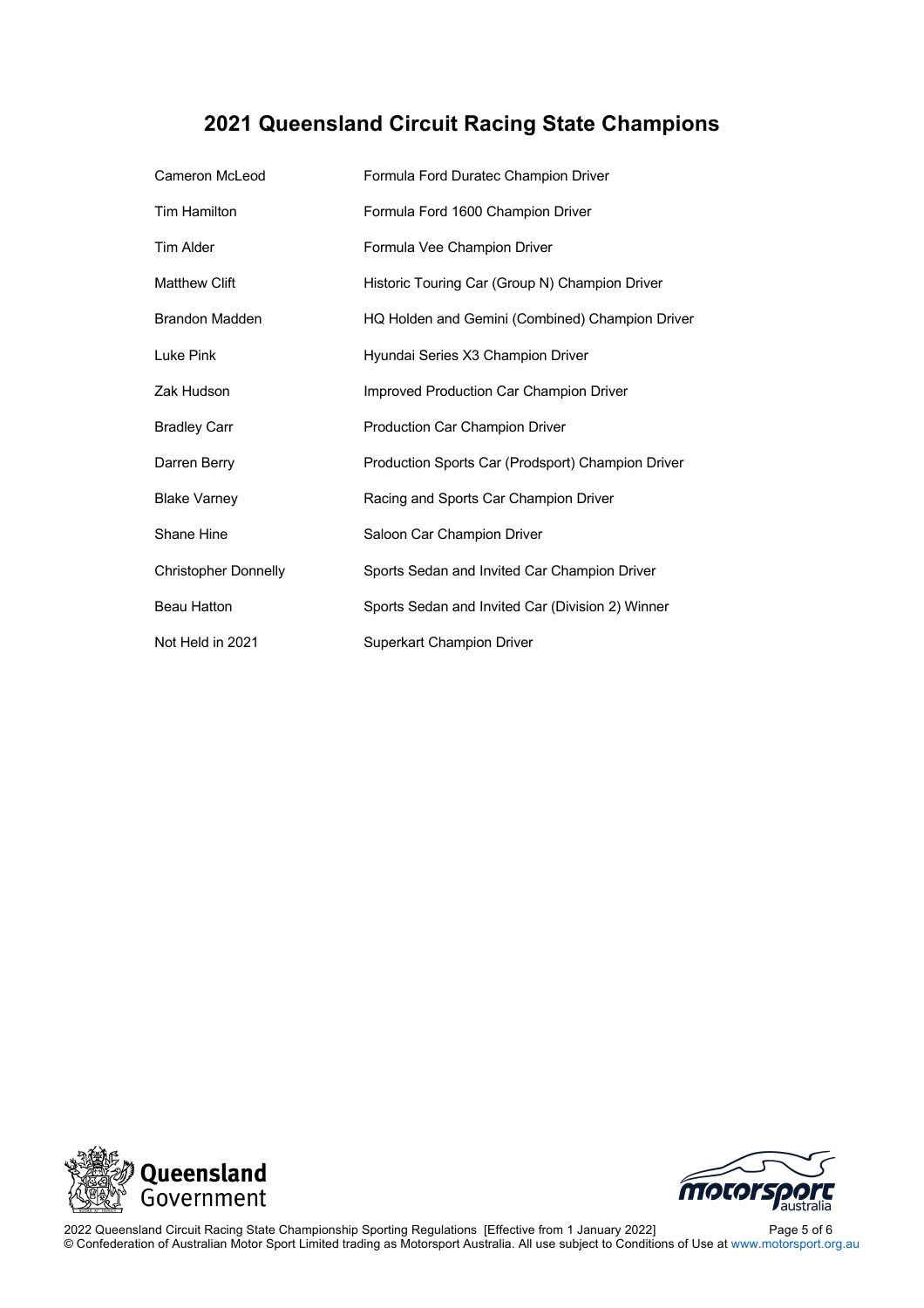## 2021 Queensland Circuit Racing State Champions

| | |
|---|---|
| Cameron McLeod | Formula Ford Duratec Champion Driver |
| Tim Hamilton | Formula Ford 1600 Champion Driver |
| Tim Alder | Formula Vee Champion Driver |
| Matthew Clift | Historic Touring Car (Group N) Champion Driver |
| Brandon Madden | HQ Holden and Gemini (Combined) Champion Driver |
| Luke Pink | Hyundai Series X3 Champion Driver |
| Zak Hudson | Improved Production Car Champion Driver |
| Bradley Carr | Production Car Champion Driver |
| Darren Berry | Production Sports Car (Prodsport) Champion Driver |
| Blake Varney | Racing and Sports Car Champion Driver |
| Shane Hine | Saloon Car Champion Driver |
| Christopher Donnelly | Sports Sedan and Invited Car Champion Driver |
| Beau Hatton | Sports Sedan and Invited Car (Division 2) Winner |
| Not Held in 2021 | Superkart Champion Driver |